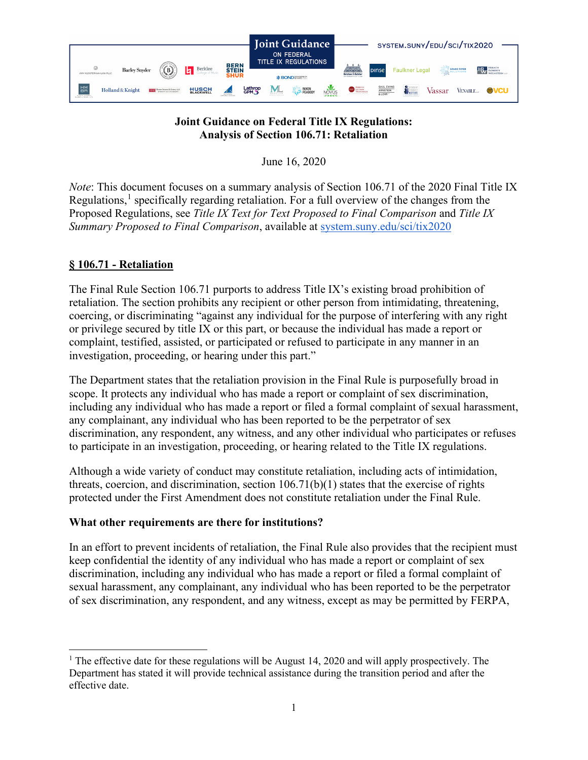**Joint Guidance on Federal Title IX Regulations: Analysis of Section 106.71: Retaliation**

June 16, 2020

*Note*: This document focuses on a summary analysis of Section 106.71 of the 2020 Final Title IX Regulations,[1] specifically regarding retaliation. For a full overview of the changes from the Proposed Regulations, see *Title IX Text for Text Proposed to Final Comparison* and *Title IX Summary Proposed to Final Comparison*, available at system.suny.edu/sci/tix2020

## § 106.71 - Retaliation

The Final Rule Section 106.71 purports to address Title IX's existing broad prohibition of retaliation. The section prohibits any recipient or other person from intimidating, threatening, coercing, or discriminating "against any individual for the purpose of interfering with any right or privilege secured by title IX or this part, or because the individual has made a report or complaint, testified, assisted, or participated or refused to participate in any manner in an investigation, proceeding, or hearing under this part."

The Department states that the retaliation provision in the Final Rule is purposefully broad in scope. It protects any individual who has made a report or complaint of sex discrimination, including any individual who has made a report or filed a formal complaint of sexual harassment, any complainant, any individual who has been reported to be the perpetrator of sex discrimination, any respondent, any witness, and any other individual who participates or refuses to participate in an investigation, proceeding, or hearing related to the Title IX regulations.

Although a wide variety of conduct may constitute retaliation, including acts of intimidation, threats, coercion, and discrimination, section 106.71(b)(1) states that the exercise of rights protected under the First Amendment does not constitute retaliation under the Final Rule.

### What other requirements are there for institutions?

In an effort to prevent incidents of retaliation, the Final Rule also provides that the recipient must keep confidential the identity of any individual who has made a report or complaint of sex discrimination, including any individual who has made a report or filed a formal complaint of sexual harassment, any complainant, any individual who has been reported to be the perpetrator of sex discrimination, any respondent, and any witness, except as may be permitted by FERPA,

[1] The effective date for these regulations will be August 14, 2020 and will apply prospectively. The Department has stated it will provide technical assistance during the transition period and after the effective date.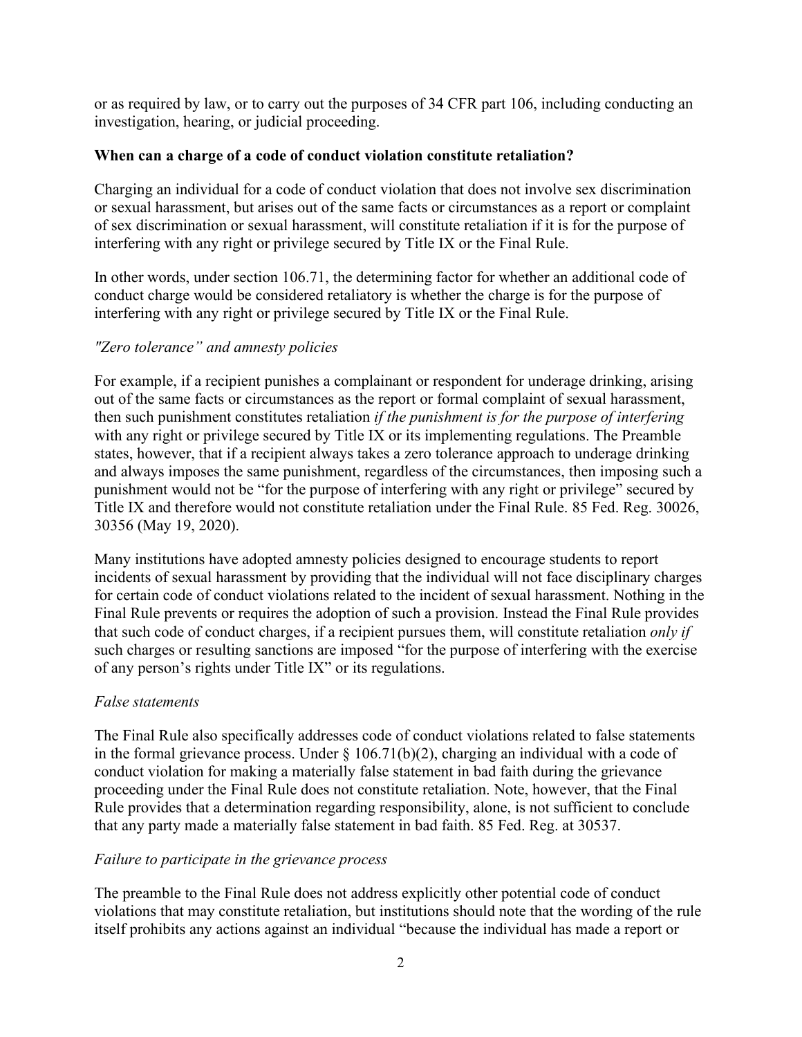or as required by law, or to carry out the purposes of 34 CFR part 106, including conducting an investigation, hearing, or judicial proceeding.

**When can a charge of a code of conduct violation constitute retaliation?**

Charging an individual for a code of conduct violation that does not involve sex discrimination or sexual harassment, but arises out of the same facts or circumstances as a report or complaint of sex discrimination or sexual harassment, will constitute retaliation if it is for the purpose of interfering with any right or privilege secured by Title IX or the Final Rule.

In other words, under section 106.71, the determining factor for whether an additional code of conduct charge would be considered retaliatory is whether the charge is for the purpose of interfering with any right or privilege secured by Title IX or the Final Rule.

*"Zero tolerance" and amnesty policies*

For example, if a recipient punishes a complainant or respondent for underage drinking, arising out of the same facts or circumstances as the report or formal complaint of sexual harassment, then such punishment constitutes retaliation *if the punishment is for the purpose of interfering* with any right or privilege secured by Title IX or its implementing regulations. The Preamble states, however, that if a recipient always takes a zero tolerance approach to underage drinking and always imposes the same punishment, regardless of the circumstances, then imposing such a punishment would not be "for the purpose of interfering with any right or privilege" secured by Title IX and therefore would not constitute retaliation under the Final Rule. 85 Fed. Reg. 30026, 30356 (May 19, 2020).

Many institutions have adopted amnesty policies designed to encourage students to report incidents of sexual harassment by providing that the individual will not face disciplinary charges for certain code of conduct violations related to the incident of sexual harassment. Nothing in the Final Rule prevents or requires the adoption of such a provision. Instead the Final Rule provides that such code of conduct charges, if a recipient pursues them, will constitute retaliation *only if* such charges or resulting sanctions are imposed "for the purpose of interfering with the exercise of any person's rights under Title IX" or its regulations.

*False statements*

The Final Rule also specifically addresses code of conduct violations related to false statements in the formal grievance process. Under § 106.71(b)(2), charging an individual with a code of conduct violation for making a materially false statement in bad faith during the grievance proceeding under the Final Rule does not constitute retaliation. Note, however, that the Final Rule provides that a determination regarding responsibility, alone, is not sufficient to conclude that any party made a materially false statement in bad faith. 85 Fed. Reg. at 30537.

*Failure to participate in the grievance process*

The preamble to the Final Rule does not address explicitly other potential code of conduct violations that may constitute retaliation, but institutions should note that the wording of the rule itself prohibits any actions against an individual "because the individual has made a report or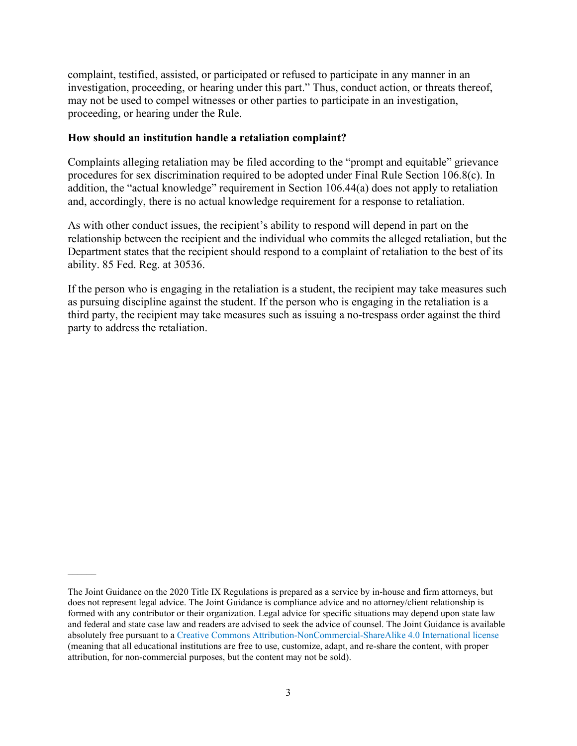complaint, testified, assisted, or participated or refused to participate in any manner in an investigation, proceeding, or hearing under this part." Thus, conduct action, or threats thereof, may not be used to compel witnesses or other parties to participate in an investigation, proceeding, or hearing under the Rule.

**How should an institution handle a retaliation complaint?**

Complaints alleging retaliation may be filed according to the "prompt and equitable" grievance procedures for sex discrimination required to be adopted under Final Rule Section 106.8(c). In addition, the "actual knowledge" requirement in Section 106.44(a) does not apply to retaliation and, accordingly, there is no actual knowledge requirement for a response to retaliation.

As with other conduct issues, the recipient's ability to respond will depend in part on the relationship between the recipient and the individual who commits the alleged retaliation, but the Department states that the recipient should respond to a complaint of retaliation to the best of its ability. 85 Fed. Reg. at 30536.

If the person who is engaging in the retaliation is a student, the recipient may take measures such as pursuing discipline against the student. If the person who is engaging in the retaliation is a third party, the recipient may take measures such as issuing a no-trespass order against the third party to address the retaliation.

---

The Joint Guidance on the 2020 Title IX Regulations is prepared as a service by in-house and firm attorneys, but does not represent legal advice. The Joint Guidance is compliance advice and no attorney/client relationship is formed with any contributor or their organization. Legal advice for specific situations may depend upon state law and federal and state case law and readers are advised to seek the advice of counsel. The Joint Guidance is available absolutely free pursuant to a Creative Commons Attribution-NonCommercial-ShareAlike 4.0 International license (meaning that all educational institutions are free to use, customize, adapt, and re-share the content, with proper attribution, for non-commercial purposes, but the content may not be sold).